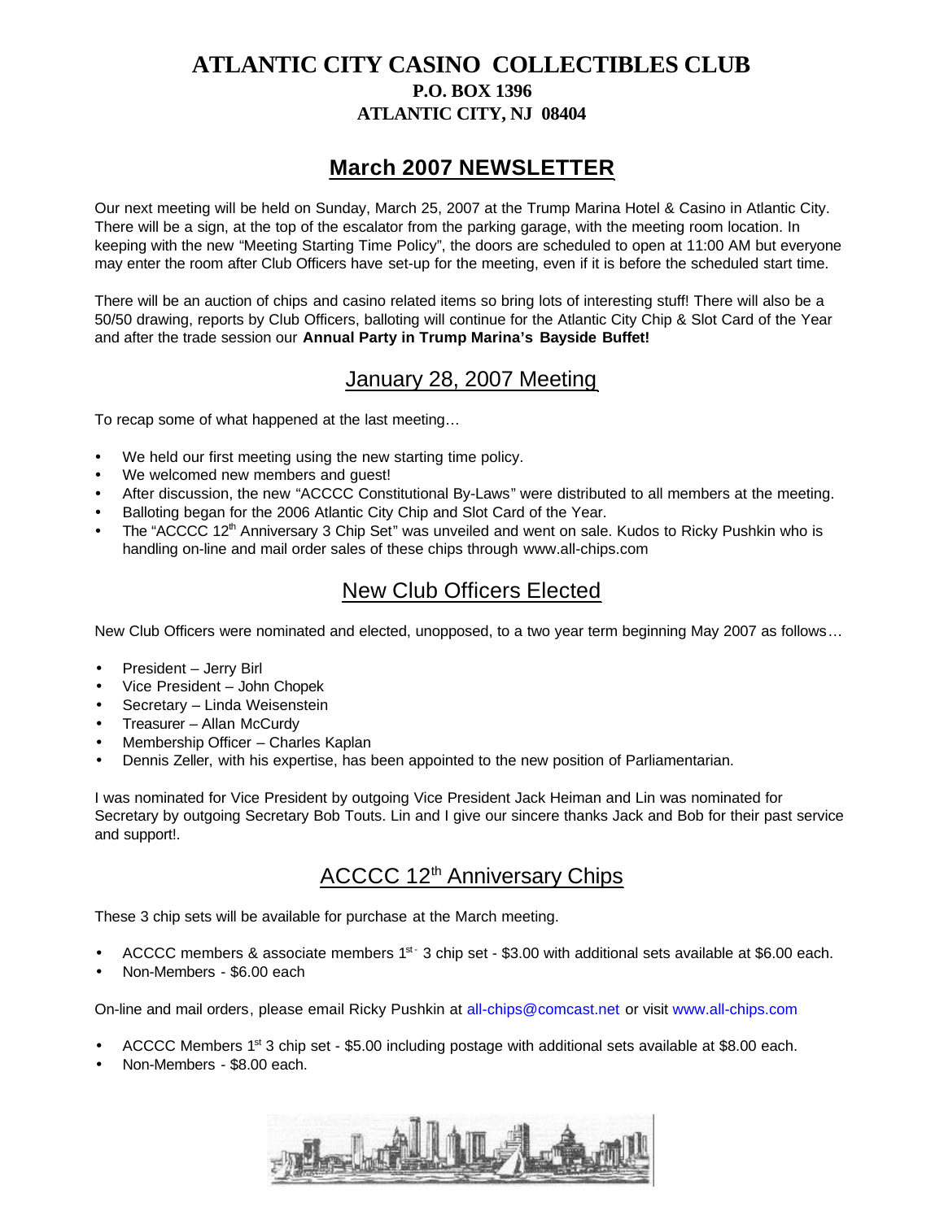# ATLANTIC CITY CASINO COLLECTIBLES CLUB

**P.O. BOX 1396**

**ATLANTIC CITY, NJ 08404**

## March 2007 NEWSLETTER

Our next meeting will be held on Sunday, March 25, 2007 at the Trump Marina Hotel & Casino in Atlantic City. There will be a sign, at the top of the escalator from the parking garage, with the meeting room location. In keeping with the new "Meeting Starting Time Policy", the doors are scheduled to open at 11:00 AM but everyone may enter the room after Club Officers have set-up for the meeting, even if it is before the scheduled start time.

There will be an auction of chips and casino related items so bring lots of interesting stuff! There will also be a 50/50 drawing, reports by Club Officers, balloting will continue for the Atlantic City Chip & Slot Card of the Year and after the trade session our **Annual Party in Trump Marina's Bayside Buffet!**

## January 28, 2007 Meeting

To recap some of what happened at the last meeting…

- We held our first meeting using the new starting time policy.
- We welcomed new members and guest!
- After discussion, the new "ACCCC Constitutional By-Laws" were distributed to all members at the meeting.
- Balloting began for the 2006 Atlantic City Chip and Slot Card of the Year.
- The "ACCCC 12th Anniversary 3 Chip Set" was unveiled and went on sale. Kudos to Ricky Pushkin who is handling on-line and mail order sales of these chips through www.all-chips.com

## New Club Officers Elected

New Club Officers were nominated and elected, unopposed, to a two year term beginning May 2007 as follows…

- President – Jerry Birl
- Vice President – John Chopek
- Secretary – Linda Weisenstein
- Treasurer – Allan McCurdy
- Membership Officer – Charles Kaplan
- Dennis Zeller, with his expertise, has been appointed to the new position of Parliamentarian.

I was nominated for Vice President by outgoing Vice President Jack Heiman and Lin was nominated for Secretary by outgoing Secretary Bob Touts. Lin and I give our sincere thanks Jack and Bob for their past service and support!.

## ACCCC 12th Anniversary Chips

These 3 chip sets will be available for purchase at the March meeting.

- ACCCC members & associate members 1st - 3 chip set - $3.00 with additional sets available at $6.00 each.
- Non-Members - $6.00 each

On-line and mail orders, please email Ricky Pushkin at all-chips@comcast.net or visit www.all-chips.com

- ACCCC Members 1st 3 chip set - $5.00 including postage with additional sets available at $8.00 each.
- Non-Members - $8.00 each.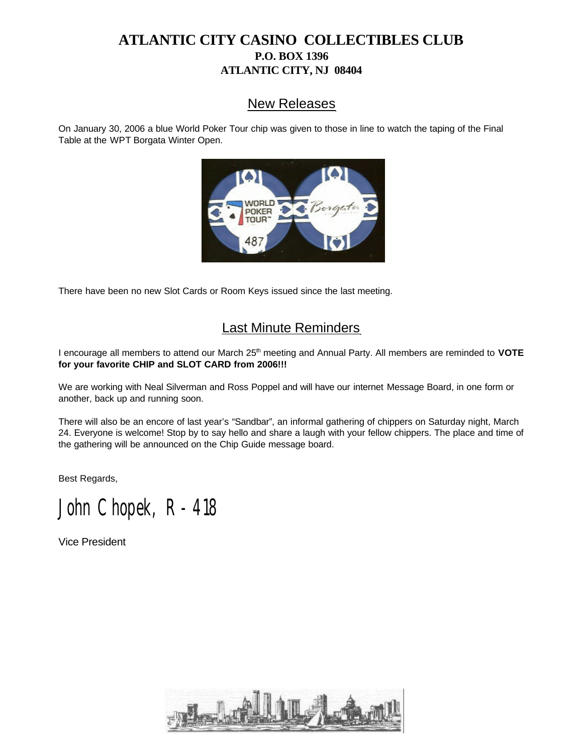# ATLANTIC CITY CASINO COLLECTIBLES CLUB

**P.O. BOX 1396**

**ATLANTIC CITY, NJ 08404**

## New Releases

On January 30, 2006 a blue World Poker Tour chip was given to those in line to watch the taping of the Final Table at the WPT Borgata Winter Open.

There have been no new Slot Cards or Room Keys issued since the last meeting.

## Last Minute Reminders

I encourage all members to attend our March 25th meeting and Annual Party. All members are reminded to **VOTE for your favorite CHIP and SLOT CARD from 2006!!!**

We are working with Neal Silverman and Ross Poppel and will have our internet Message Board, in one form or another, back up and running soon.

There will also be an encore of last year's "Sandbar", an informal gathering of chippers on Saturday night, March 24. Everyone is welcome! Stop by to say hello and share a laugh with your fellow chippers. The place and time of the gathering will be announced on the Chip Guide message board.

Best Regards,

John Chopek, R-418

Vice President